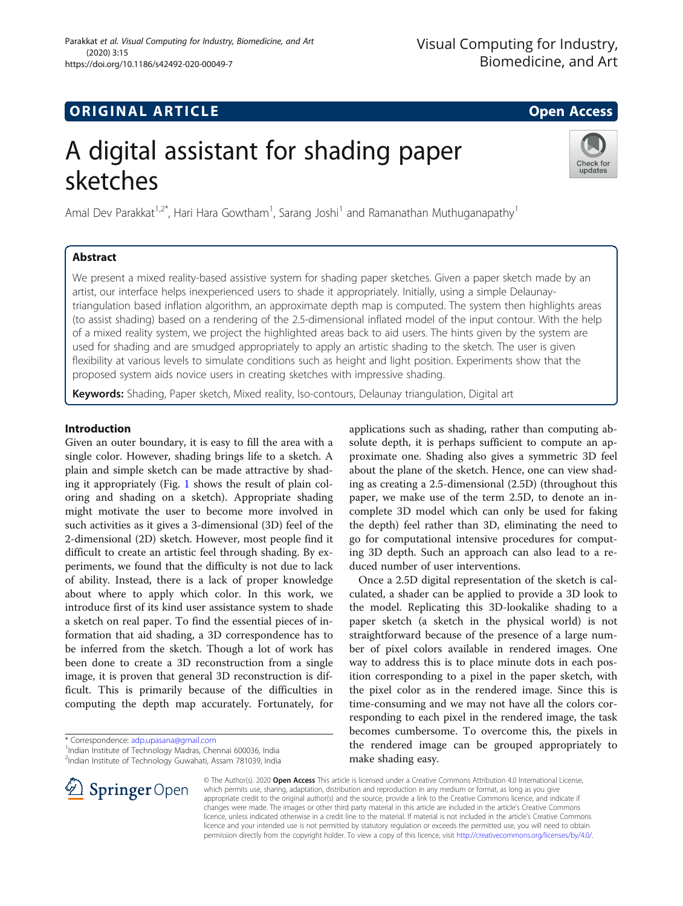ORIGINAL ARTICLE

Open Access

# A digital assistant for shading paper sketches

Amal Dev Parakkat[1,2*], Hari Hara Gowtham[1], Sarang Joshi[1] and Ramanathan Muthuganapathy[1]

## Abstract

We present a mixed reality-based assistive system for shading paper sketches. Given a paper sketch made by an artist, our interface helps inexperienced users to shade it appropriately. Initially, using a simple Delaunay-triangulation based inflation algorithm, an approximate depth map is computed. The system then highlights areas (to assist shading) based on a rendering of the 2.5-dimensional inflated model of the input contour. With the help of a mixed reality system, we project the highlighted areas back to aid users. The hints given by the system are used for shading and are smudged appropriately to apply an artistic shading to the sketch. The user is given flexibility at various levels to simulate conditions such as height and light position. Experiments show that the proposed system aids novice users in creating sketches with impressive shading.

**Keywords:** Shading, Paper sketch, Mixed reality, Iso-contours, Delaunay triangulation, Digital art

## Introduction

Given an outer boundary, it is easy to fill the area with a single color. However, shading brings life to a sketch. A plain and simple sketch can be made attractive by shading it appropriately (Fig. 1 shows the result of plain coloring and shading on a sketch). Appropriate shading might motivate the user to become more involved in such activities as it gives a 3-dimensional (3D) feel of the 2-dimensional (2D) sketch. However, most people find it difficult to create an artistic feel through shading. By experiments, we found that the difficulty is not due to lack of ability. Instead, there is a lack of proper knowledge about where to apply which color. In this work, we introduce first of its kind user assistance system to shade a sketch on real paper. To find the essential pieces of information that aid shading, a 3D correspondence has to be inferred from the sketch. Though a lot of work has been done to create a 3D reconstruction from a single image, it is proven that general 3D reconstruction is difficult. This is primarily because of the difficulties in computing the depth map accurately. Fortunately, for applications such as shading, rather than computing absolute depth, it is perhaps sufficient to compute an approximate one. Shading also gives a symmetric 3D feel about the plane of the sketch. Hence, one can view shading as creating a 2.5-dimensional (2.5D) (throughout this paper, we make use of the term 2.5D, to denote an incomplete 3D model which can only be used for faking the depth) feel rather than 3D, eliminating the need to go for computational intensive procedures for computing 3D depth. Such an approach can also lead to a reduced number of user interventions.

Once a 2.5D digital representation of the sketch is calculated, a shader can be applied to provide a 3D look to the model. Replicating this 3D-lookalike shading to a paper sketch (a sketch in the physical world) is not straightforward because of the presence of a large number of pixel colors available in rendered images. One way to address this is to place minute dots in each position corresponding to a pixel in the paper sketch, with the pixel color as in the rendered image. Since this is time-consuming and we may not have all the colors corresponding to each pixel in the rendered image, the task becomes cumbersome. To overcome this, the pixels in the rendered image can be grouped appropriately to make shading easy.

\* Correspondence: adp.upasana@gmail.com
[1]Indian Institute of Technology Madras, Chennai 600036, India
[2]Indian Institute of Technology Guwahati, Assam 781039, India

© The Author(s). 2020 **Open Access** This article is licensed under a Creative Commons Attribution 4.0 International License, which permits use, sharing, adaptation, distribution and reproduction in any medium or format, as long as you give appropriate credit to the original author(s) and the source, provide a link to the Creative Commons licence, and indicate if changes were made. The images or other third party material in this article are included in the article's Creative Commons licence, unless indicated otherwise in a credit line to the material. If material is not included in the article's Creative Commons licence and your intended use is not permitted by statutory regulation or exceeds the permitted use, you will need to obtain permission directly from the copyright holder. To view a copy of this licence, visit http://creativecommons.org/licenses/by/4.0/.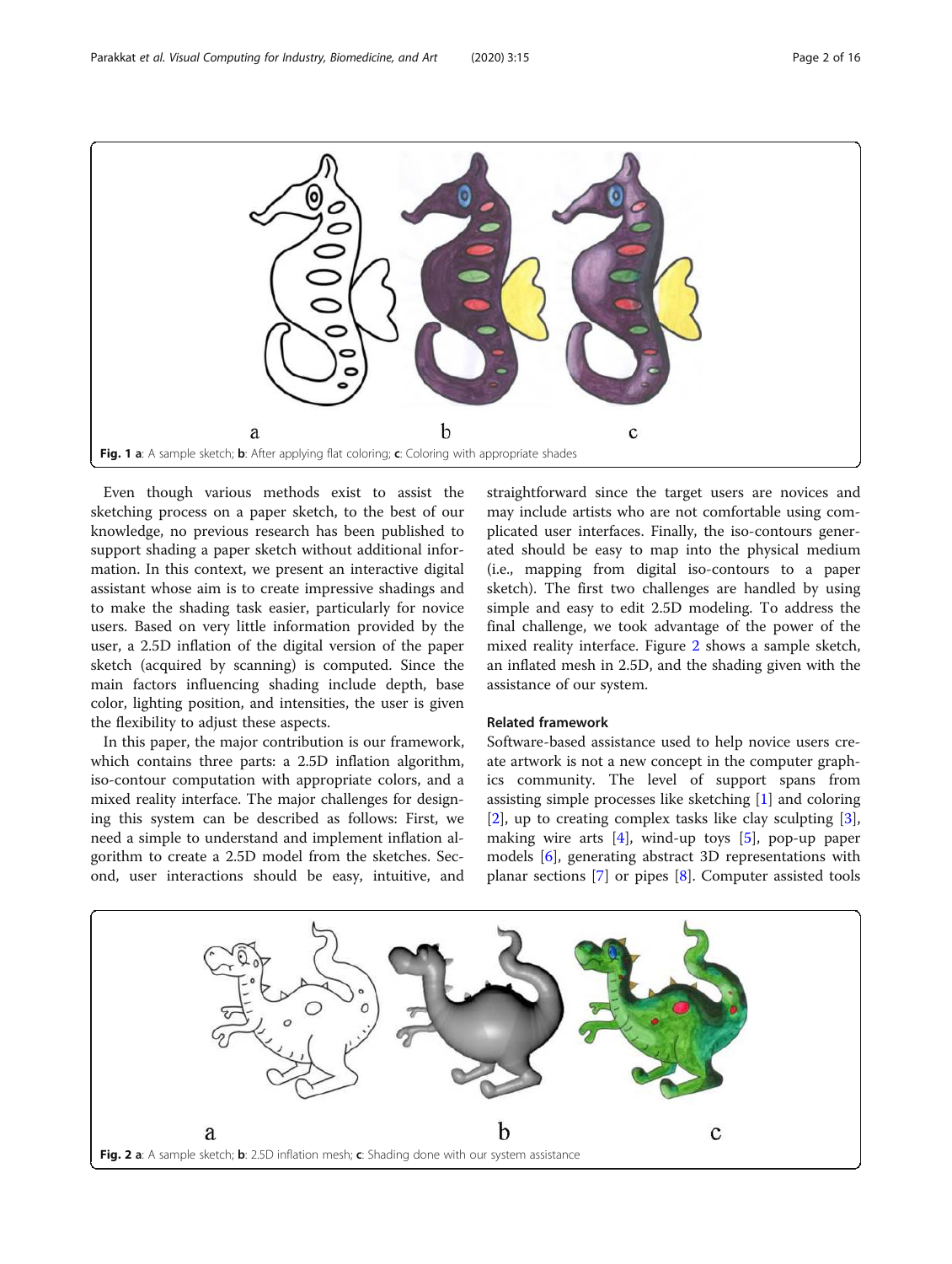**Fig. 1** **a**: A sample sketch; **b**: After applying flat coloring; **c**: Coloring with appropriate shades

Even though various methods exist to assist the sketching process on a paper sketch, to the best of our knowledge, no previous research has been published to support shading a paper sketch without additional information. In this context, we present an interactive digital assistant whose aim is to create impressive shadings and to make the shading task easier, particularly for novice users. Based on very little information provided by the user, a 2.5D inflation of the digital version of the paper sketch (acquired by scanning) is computed. Since the main factors influencing shading include depth, base color, lighting position, and intensities, the user is given the flexibility to adjust these aspects.

In this paper, the major contribution is our framework, which contains three parts: a 2.5D inflation algorithm, iso-contour computation with appropriate colors, and a mixed reality interface. The major challenges for designing this system can be described as follows: First, we need a simple to understand and implement inflation algorithm to create a 2.5D model from the sketches. Second, user interactions should be easy, intuitive, and straightforward since the target users are novices and may include artists who are not comfortable using complicated user interfaces. Finally, the iso-contours generated should be easy to map into the physical medium (i.e., mapping from digital iso-contours to a paper sketch). The first two challenges are handled by using simple and easy to edit 2.5D modeling. To address the final challenge, we took advantage of the power of the mixed reality interface. Figure 2 shows a sample sketch, an inflated mesh in 2.5D, and the shading given with the assistance of our system.

### Related framework

Software-based assistance used to help novice users create artwork is not a new concept in the computer graphics community. The level of support spans from assisting simple processes like sketching [1] and coloring [2], up to creating complex tasks like clay sculpting [3], making wire arts [4], wind-up toys [5], pop-up paper models [6], generating abstract 3D representations with planar sections [7] or pipes [8]. Computer assisted tools

**Fig. 2** **a**: A sample sketch; **b**: 2.5D inflation mesh; **c**: Shading done with our system assistance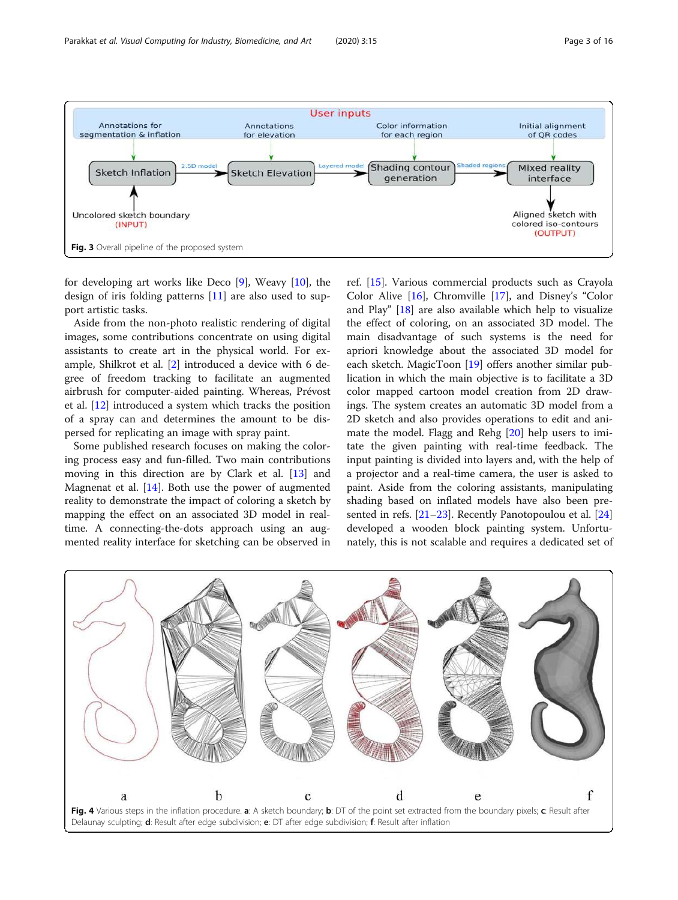Fig. 3 Overall pipeline of the proposed system

for developing art works like Deco [9], Weavy [10], the design of iris folding patterns [11] are also used to support artistic tasks.

Aside from the non-photo realistic rendering of digital images, some contributions concentrate on using digital assistants to create art in the physical world. For example, Shilkrot et al. [2] introduced a device with 6 degree of freedom tracking to facilitate an augmented airbrush for computer-aided painting. Whereas, Prévost et al. [12] introduced a system which tracks the position of a spray can and determines the amount to be dispersed for replicating an image with spray paint.

Some published research focuses on making the coloring process easy and fun-filled. Two main contributions moving in this direction are by Clark et al. [13] and Magnenat et al. [14]. Both use the power of augmented reality to demonstrate the impact of coloring a sketch by mapping the effect on an associated 3D model in real-time. A connecting-the-dots approach using an augmented reality interface for sketching can be observed in ref. [15]. Various commercial products such as Crayola Color Alive [16], Chromville [17], and Disney's "Color and Play" [18] are also available which help to visualize the effect of coloring, on an associated 3D model. The main disadvantage of such systems is the need for apriori knowledge about the associated 3D model for each sketch. MagicToon [19] offers another similar publication in which the main objective is to facilitate a 3D color mapped cartoon model creation from 2D drawings. The system creates an automatic 3D model from a 2D sketch and also provides operations to edit and animate the model. Flagg and Rehg [20] help users to imitate the given painting with real-time feedback. The input painting is divided into layers and, with the help of a projector and a real-time camera, the user is asked to paint. Aside from the coloring assistants, manipulating shading based on inflated models have also been presented in refs. [21–23]. Recently Panotopoulou et al. [24] developed a wooden block painting system. Unfortunately, this is not scalable and requires a dedicated set of

Fig. 4 Various steps in the inflation procedure. **a**: A sketch boundary; **b**: DT of the point set extracted from the boundary pixels; **c**: Result after Delaunay sculpting; **d**: Result after edge subdivision; **e**: DT after edge subdivision; **f**: Result after inflation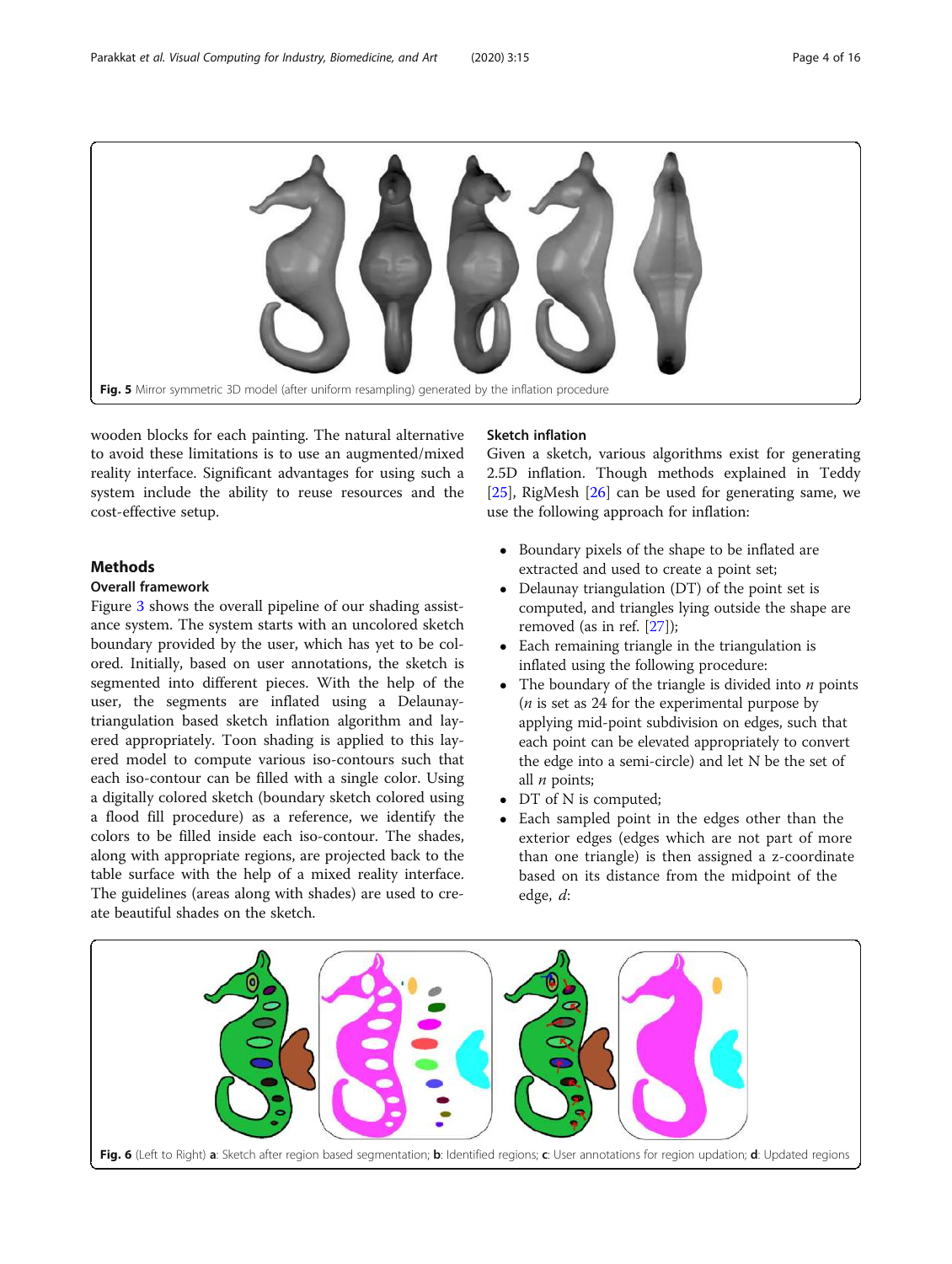Fig. 5 Mirror symmetric 3D model (after uniform resampling) generated by the inflation procedure

wooden blocks for each painting. The natural alternative to avoid these limitations is to use an augmented/mixed reality interface. Significant advantages for using such a system include the ability to reuse resources and the cost-effective setup.

## Methods

### Overall framework

Figure 3 shows the overall pipeline of our shading assistance system. The system starts with an uncolored sketch boundary provided by the user, which has yet to be colored. Initially, based on user annotations, the sketch is segmented into different pieces. With the help of the user, the segments are inflated using a Delaunay-triangulation based sketch inflation algorithm and layered appropriately. Toon shading is applied to this layered model to compute various iso-contours such that each iso-contour can be filled with a single color. Using a digitally colored sketch (boundary sketch colored using a flood fill procedure) as a reference, we identify the colors to be filled inside each iso-contour. The shades, along with appropriate regions, are projected back to the table surface with the help of a mixed reality interface. The guidelines (areas along with shades) are used to create beautiful shades on the sketch.

### Sketch inflation

Given a sketch, various algorithms exist for generating 2.5D inflation. Though methods explained in Teddy [25], RigMesh [26] can be used for generating same, we use the following approach for inflation:

- Boundary pixels of the shape to be inflated are extracted and used to create a point set;
- Delaunay triangulation (DT) of the point set is computed, and triangles lying outside the shape are removed (as in ref. [27]);
- Each remaining triangle in the triangulation is inflated using the following procedure:
- The boundary of the triangle is divided into $n$ points ($n$ is set as 24 for the experimental purpose by applying mid-point subdivision on edges, such that each point can be elevated appropriately to convert the edge into a semi-circle) and let N be the set of all $n$ points;
- DT of N is computed;
- Each sampled point in the edges other than the exterior edges (edges which are not part of more than one triangle) is then assigned a z-coordinate based on its distance from the midpoint of the edge, $d$:

Fig. 6 (Left to Right) **a**: Sketch after region based segmentation; **b**: Identified regions; **c**: User annotations for region updation; **d**: Updated regions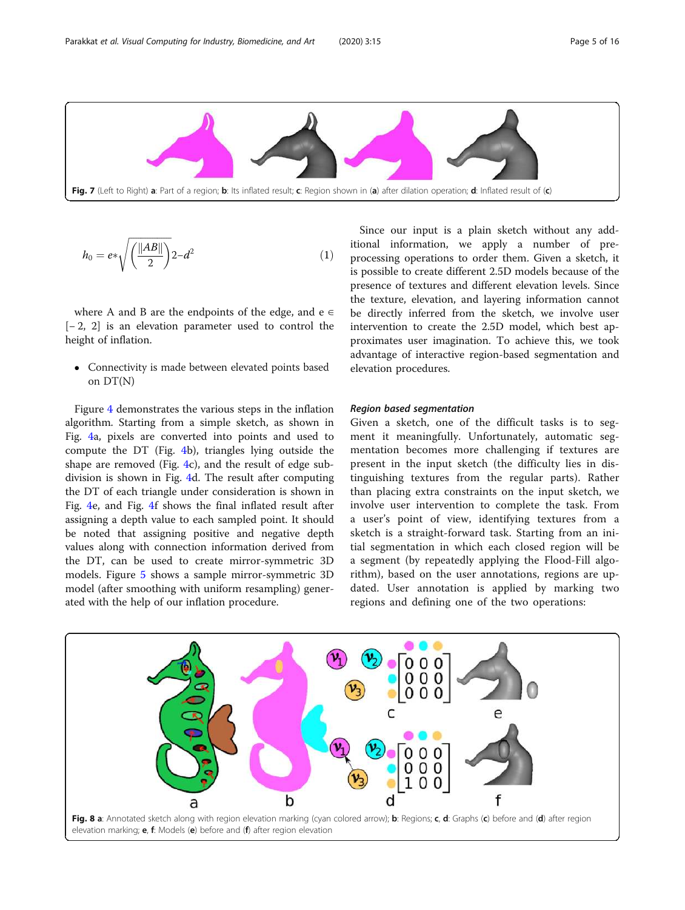Fig. 7 (Left to Right) **a**: Part of a region; **b**: Its inflated result; **c**: Region shown in (**a**) after dilation operation; **d**: Inflated result of (**c**)

$$h_0 = e*\sqrt{\left(\frac{\|AB\|}{2}\right)2 - d^2} \tag{1}$$

where A and B are the endpoints of the edge, and $e \in [-2, 2]$ is an elevation parameter used to control the height of inflation.

- Connectivity is made between elevated points based on DT(N)

Figure 4 demonstrates the various steps in the inflation algorithm. Starting from a simple sketch, as shown in Fig. 4a, pixels are converted into points and used to compute the DT (Fig. 4b), triangles lying outside the shape are removed (Fig. 4c), and the result of edge subdivision is shown in Fig. 4d. The result after computing the DT of each triangle under consideration is shown in Fig. 4e, and Fig. 4f shows the final inflated result after assigning a depth value to each sampled point. It should be noted that assigning positive and negative depth values along with connection information derived from the DT, can be used to create mirror-symmetric 3D models. Figure 5 shows a sample mirror-symmetric 3D model (after smoothing with uniform resampling) generated with the help of our inflation procedure.

Since our input is a plain sketch without any additional information, we apply a number of pre-processing operations to order them. Given a sketch, it is possible to create different 2.5D models because of the presence of textures and different elevation levels. Since the texture, elevation, and layering information cannot be directly inferred from the sketch, we involve user intervention to create the 2.5D model, which best approximates user imagination. To achieve this, we took advantage of interactive region-based segmentation and elevation procedures.

#### *Region based segmentation*

Given a sketch, one of the difficult tasks is to segment it meaningfully. Unfortunately, automatic segmentation becomes more challenging if textures are present in the input sketch (the difficulty lies in distinguishing textures from the regular parts). Rather than placing extra constraints on the input sketch, we involve user intervention to complete the task. From a user's point of view, identifying textures from a sketch is a straight-forward task. Starting from an initial segmentation in which each closed region will be a segment (by repeatedly applying the Flood-Fill algorithm), based on the user annotations, regions are updated. User annotation is applied by marking two regions and defining one of the two operations:

Fig. 8 **a**: Annotated sketch along with region elevation marking (cyan colored arrow); **b**: Regions; **c**, **d**: Graphs (**c**) before and (**d**) after region elevation marking; **e**, **f**: Models (**e**) before and (**f**) after region elevation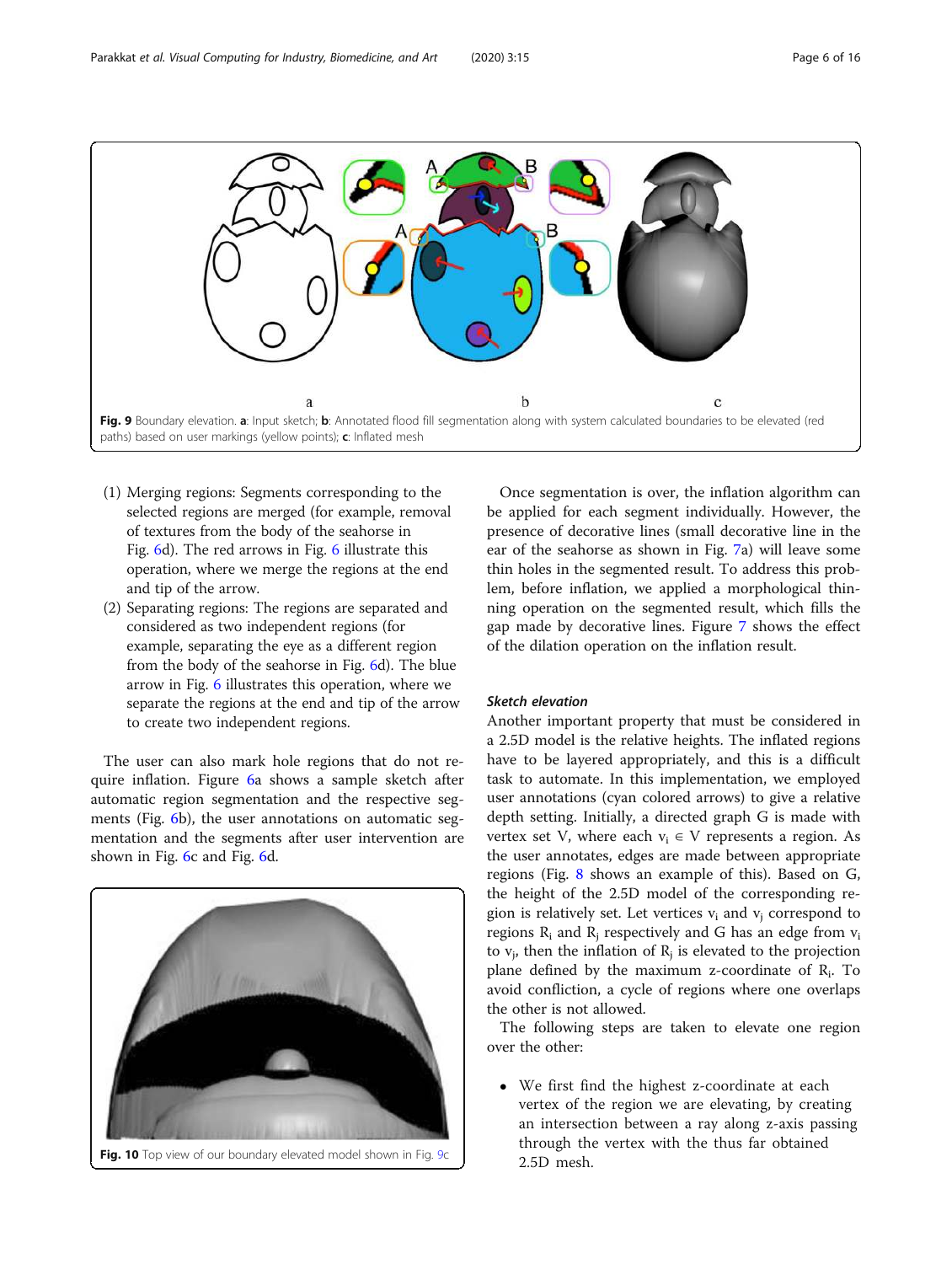Fig. 9 Boundary elevation. **a**: Input sketch; **b**: Annotated flood fill segmentation along with system calculated boundaries to be elevated (red paths) based on user markings (yellow points); **c**: Inflated mesh

(1) Merging regions: Segments corresponding to the selected regions are merged (for example, removal of textures from the body of the seahorse in Fig. 6d). The red arrows in Fig. 6 illustrate this operation, where we merge the regions at the end and tip of the arrow.

(2) Separating regions: The regions are separated and considered as two independent regions (for example, separating the eye as a different region from the body of the seahorse in Fig. 6d). The blue arrow in Fig. 6 illustrates this operation, where we separate the regions at the end and tip of the arrow to create two independent regions.

The user can also mark hole regions that do not require inflation. Figure 6a shows a sample sketch after automatic region segmentation and the respective segments (Fig. 6b), the user annotations on automatic segmentation and the segments after user intervention are shown in Fig. 6c and Fig. 6d.

Fig. 10 Top view of our boundary elevated model shown in Fig. 9c

Once segmentation is over, the inflation algorithm can be applied for each segment individually. However, the presence of decorative lines (small decorative line in the ear of the seahorse as shown in Fig. 7a) will leave some thin holes in the segmented result. To address this problem, before inflation, we applied a morphological thinning operation on the segmented result, which fills the gap made by decorative lines. Figure 7 shows the effect of the dilation operation on the inflation result.

### *Sketch elevation*

Another important property that must be considered in a 2.5D model is the relative heights. The inflated regions have to be layered appropriately, and this is a difficult task to automate. In this implementation, we employed user annotations (cyan colored arrows) to give a relative depth setting. Initially, a directed graph G is made with vertex set V, where each $v_i \in V$ represents a region. As the user annotates, edges are made between appropriate regions (Fig. 8 shows an example of this). Based on G, the height of the 2.5D model of the corresponding region is relatively set. Let vertices $v_i$ and $v_j$ correspond to regions $R_i$ and $R_j$ respectively and G has an edge from $v_i$ to $v_j$, then the inflation of $R_j$ is elevated to the projection plane defined by the maximum z-coordinate of $R_i$. To avoid confliction, a cycle of regions where one overlaps the other is not allowed.

The following steps are taken to elevate one region over the other:

- We first find the highest z-coordinate at each vertex of the region we are elevating, by creating an intersection between a ray along z-axis passing through the vertex with the thus far obtained 2.5D mesh.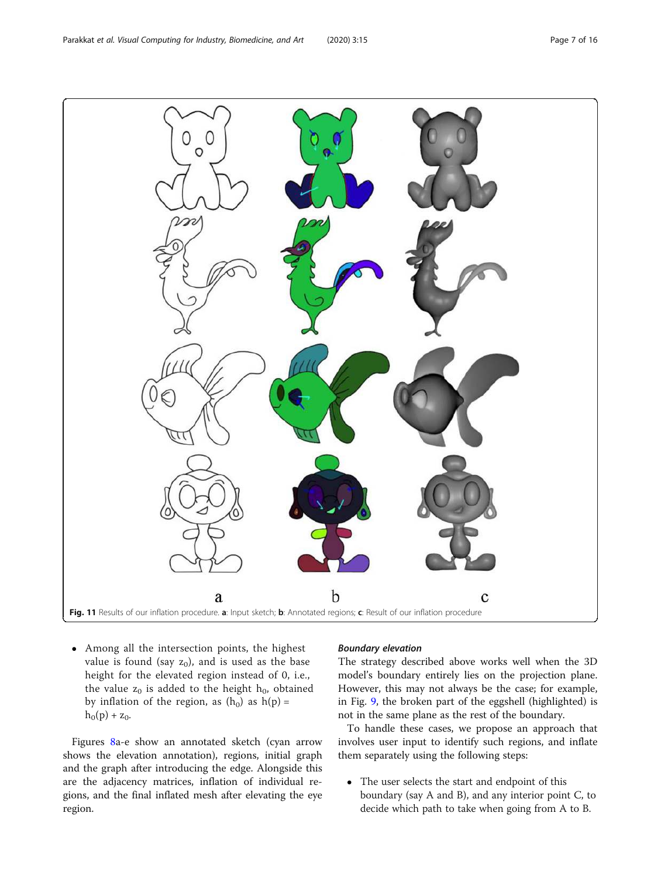Fig. 11 Results of our inflation procedure. **a**: Input sketch; **b**: Annotated regions; **c**: Result of our inflation procedure

- Among all the intersection points, the highest value is found (say $z_0$), and is used as the base height for the elevated region instead of 0, i.e., the value $z_0$ is added to the height $h_0$, obtained by inflation of the region, as ($h_0$) as $h(p) = h_0(p) + z_0$.

Figures 8a-e show an annotated sketch (cyan arrow shows the elevation annotation), regions, initial graph and the graph after introducing the edge. Alongside this are the adjacency matrices, inflation of individual regions, and the final inflated mesh after elevating the eye region.

#### *Boundary elevation*

The strategy described above works well when the 3D model's boundary entirely lies on the projection plane. However, this may not always be the case; for example, in Fig. 9, the broken part of the eggshell (highlighted) is not in the same plane as the rest of the boundary.

To handle these cases, we propose an approach that involves user input to identify such regions, and inflate them separately using the following steps:

- The user selects the start and endpoint of this boundary (say A and B), and any interior point C, to decide which path to take when going from A to B.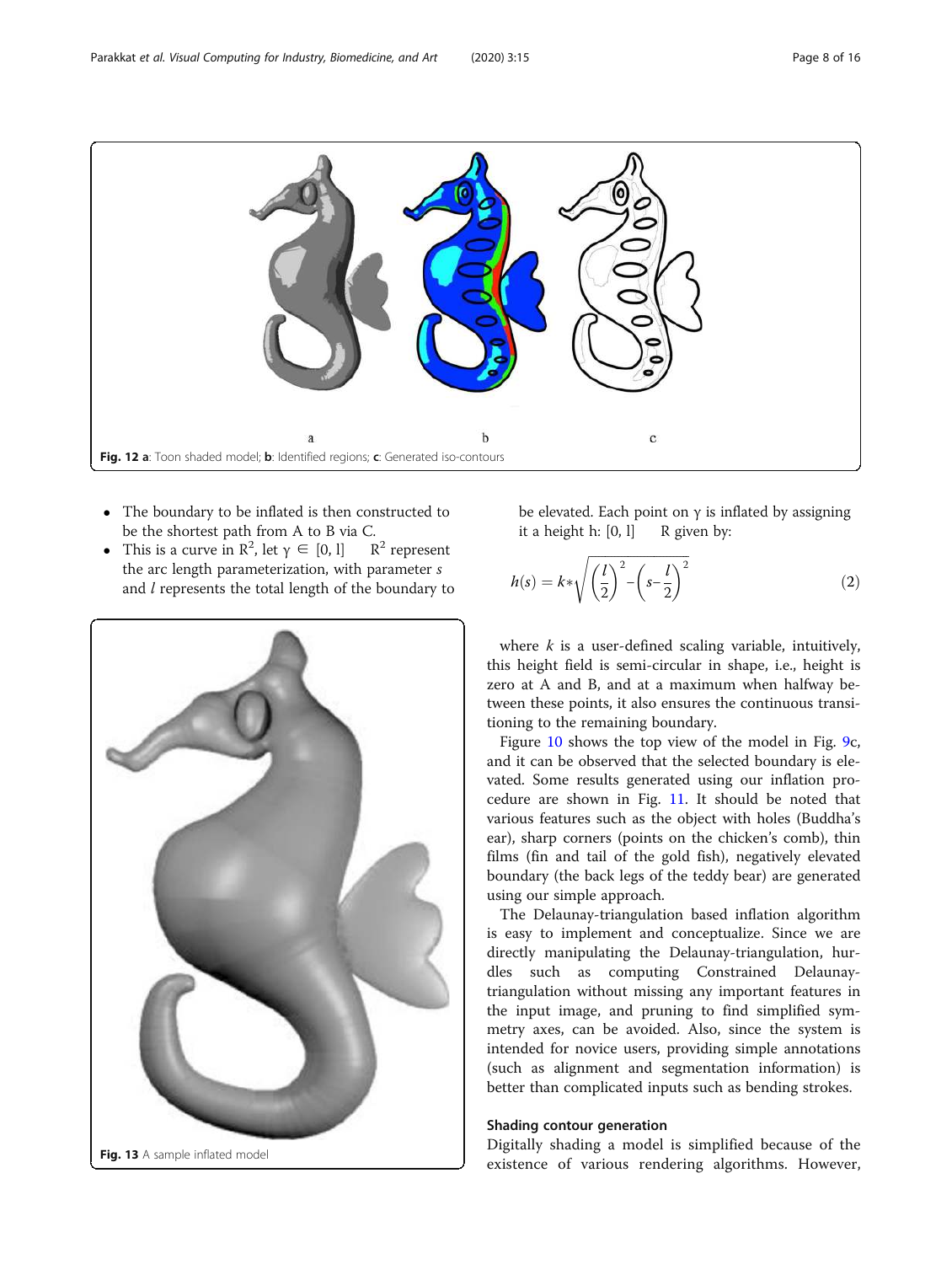Fig. 12 **a**: Toon shaded model; **b**: Identified regions; **c**: Generated iso-contours

- The boundary to be inflated is then constructed to be the shortest path from A to B via C.
- This is a curve in $R^2$, let $\gamma \in [0, l] \rightarrow R^2$ represent the arc length parameterization, with parameter $s$ and $l$ represents the total length of the boundary to be elevated. Each point on $\gamma$ is inflated by assigning it a height h: $[0, l] \rightarrow R$ given by:

$$h(s) = k * \sqrt{\left(\frac{l}{2}\right)^2 - \left(s - \frac{l}{2}\right)^2} \tag{2}$$

Fig. 13 A sample inflated model

where $k$ is a user-defined scaling variable, intuitively, this height field is semi-circular in shape, i.e., height is zero at A and B, and at a maximum when halfway between these points, it also ensures the continuous transitioning to the remaining boundary.

Figure 10 shows the top view of the model in Fig. 9c, and it can be observed that the selected boundary is elevated. Some results generated using our inflation procedure are shown in Fig. 11. It should be noted that various features such as the object with holes (Buddha's ear), sharp corners (points on the chicken's comb), thin films (fin and tail of the gold fish), negatively elevated boundary (the back legs of the teddy bear) are generated using our simple approach.

The Delaunay-triangulation based inflation algorithm is easy to implement and conceptualize. Since we are directly manipulating the Delaunay-triangulation, hurdles such as computing Constrained Delaunay-triangulation without missing any important features in the input image, and pruning to find simplified symmetry axes, can be avoided. Also, since the system is intended for novice users, providing simple annotations (such as alignment and segmentation information) is better than complicated inputs such as bending strokes.

### Shading contour generation

Digitally shading a model is simplified because of the existence of various rendering algorithms. However,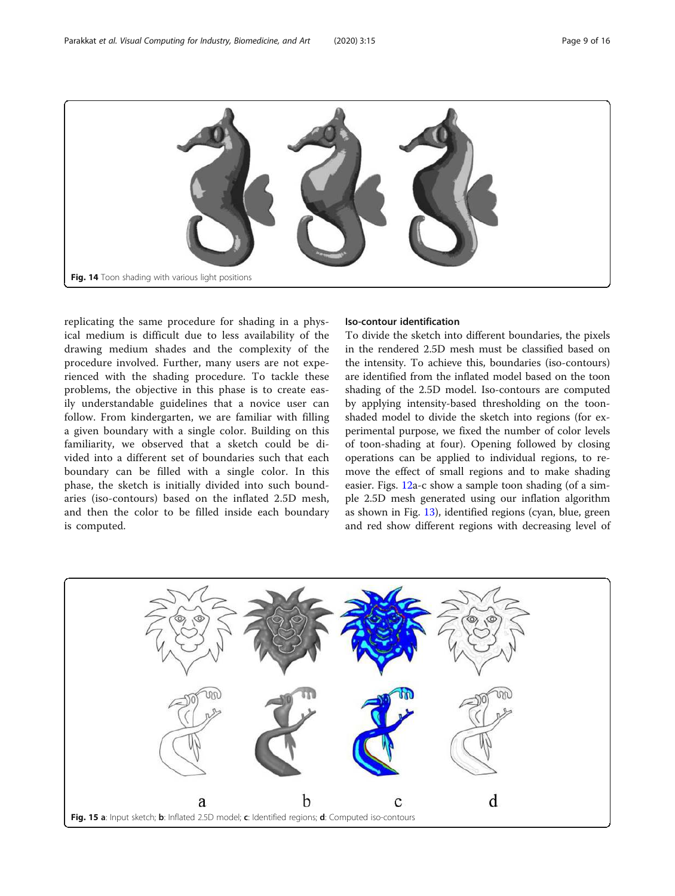Fig. 14 Toon shading with various light positions

replicating the same procedure for shading in a physical medium is difficult due to less availability of the drawing medium shades and the complexity of the procedure involved. Further, many users are not experienced with the shading procedure. To tackle these problems, the objective in this phase is to create easily understandable guidelines that a novice user can follow. From kindergarten, we are familiar with filling a given boundary with a single color. Building on this familiarity, we observed that a sketch could be divided into a different set of boundaries such that each boundary can be filled with a single color. In this phase, the sketch is initially divided into such boundaries (iso-contours) based on the inflated 2.5D mesh, and then the color to be filled inside each boundary is computed.

#### Iso-contour identification

To divide the sketch into different boundaries, the pixels in the rendered 2.5D mesh must be classified based on the intensity. To achieve this, boundaries (iso-contours) are identified from the inflated model based on the toon shading of the 2.5D model. Iso-contours are computed by applying intensity-based thresholding on the toon-shaded model to divide the sketch into regions (for experimental purpose, we fixed the number of color levels of toon-shading at four). Opening followed by closing operations can be applied to individual regions, to remove the effect of small regions and to make shading easier. Figs. 12a-c show a sample toon shading (of a simple 2.5D mesh generated using our inflation algorithm as shown in Fig. 13), identified regions (cyan, blue, green and red show different regions with decreasing level of

**Fig. 15 a**: Input sketch; **b**: Inflated 2.5D model; **c**: Identified regions; **d**: Computed iso-contours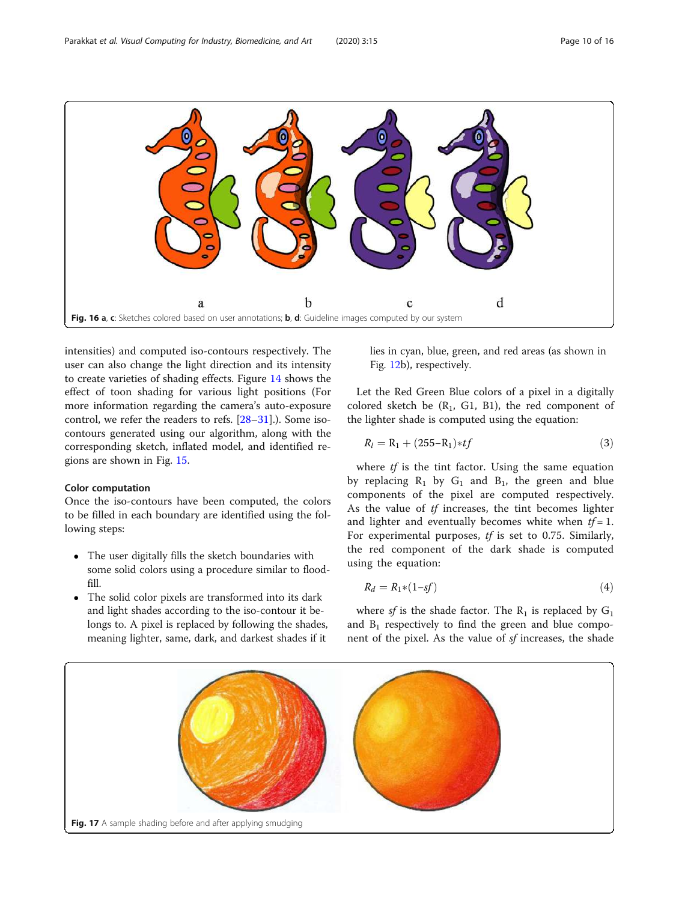Fig. 16 **a**, **c**: Sketches colored based on user annotations; **b**, **d**: Guideline images computed by our system

intensities) and computed iso-contours respectively. The user can also change the light direction and its intensity to create varieties of shading effects. Figure 14 shows the effect of toon shading for various light positions (For more information regarding the camera's auto-exposure control, we refer the readers to refs. [28–31].). Some iso-contours generated using our algorithm, along with the corresponding sketch, inflated model, and identified regions are shown in Fig. 15.

### Color computation

Once the iso-contours have been computed, the colors to be filled in each boundary are identified using the following steps:

- The user digitally fills the sketch boundaries with some solid colors using a procedure similar to flood-fill.
- The solid color pixels are transformed into its dark and light shades according to the iso-contour it belongs to. A pixel is replaced by following the shades, meaning lighter, same, dark, and darkest shades if it lies in cyan, blue, green, and red areas (as shown in Fig. 12b), respectively.

Let the Red Green Blue colors of a pixel in a digitally colored sketch be ($R_1$, G1, B1), the red component of the lighter shade is computed using the equation:

$$R_l = R_1 + (255 - R_1) * tf \tag{3}$$

where *tf* is the tint factor. Using the same equation by replacing $R_1$ by $G_1$ and $B_1$, the green and blue components of the pixel are computed respectively. As the value of *tf* increases, the tint becomes lighter and lighter and eventually becomes white when $tf = 1$. For experimental purposes, *tf* is set to 0.75. Similarly, the red component of the dark shade is computed using the equation:

$$R_d = R_1 * (1 - sf) \tag{4}$$

where *sf* is the shade factor. The $R_1$ is replaced by $G_1$ and $B_1$ respectively to find the green and blue component of the pixel. As the value of *sf* increases, the shade

Fig. 17 A sample shading before and after applying smudging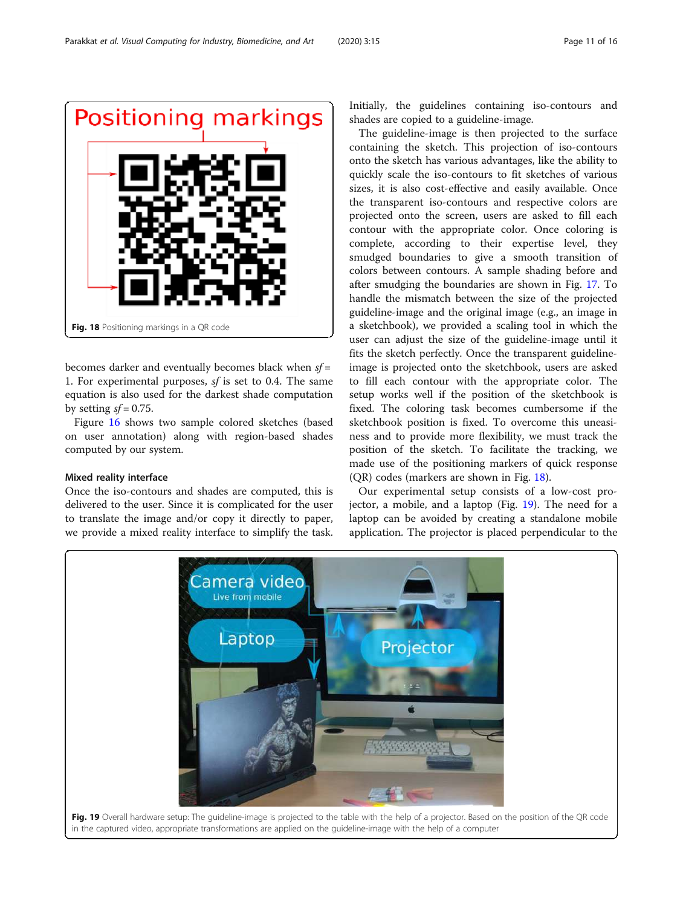Fig. 18 Positioning markings in a QR code

becomes darker and eventually becomes black when $sf = 1$. For experimental purposes, $sf$ is set to 0.4. The same equation is also used for the darkest shade computation by setting $sf = 0.75$.

Figure 16 shows two sample colored sketches (based on user annotation) along with region-based shades computed by our system.

### Mixed reality interface

Once the iso-contours and shades are computed, this is delivered to the user. Since it is complicated for the user to translate the image and/or copy it directly to paper, we provide a mixed reality interface to simplify the task. Initially, the guidelines containing iso-contours and shades are copied to a guideline-image.

The guideline-image is then projected to the surface containing the sketch. This projection of iso-contours onto the sketch has various advantages, like the ability to quickly scale the iso-contours to fit sketches of various sizes, it is also cost-effective and easily available. Once the transparent iso-contours and respective colors are projected onto the screen, users are asked to fill each contour with the appropriate color. Once coloring is complete, according to their expertise level, they smudged boundaries to give a smooth transition of colors between contours. A sample shading before and after smudging the boundaries are shown in Fig. 17. To handle the mismatch between the size of the projected guideline-image and the original image (e.g., an image in a sketchbook), we provided a scaling tool in which the user can adjust the size of the guideline-image until it fits the sketch perfectly. Once the transparent guideline-image is projected onto the sketchbook, users are asked to fill each contour with the appropriate color. The setup works well if the position of the sketchbook is fixed. The coloring task becomes cumbersome if the sketchbook position is fixed. To overcome this uneasiness and to provide more flexibility, we must track the position of the sketch. To facilitate the tracking, we made use of the positioning markers of quick response (QR) codes (markers are shown in Fig. 18).

Our experimental setup consists of a low-cost projector, a mobile, and a laptop (Fig. 19). The need for a laptop can be avoided by creating a standalone mobile application. The projector is placed perpendicular to the

Fig. 19 Overall hardware setup: The guideline-image is projected to the table with the help of a projector. Based on the position of the QR code in the captured video, appropriate transformations are applied on the guideline-image with the help of a computer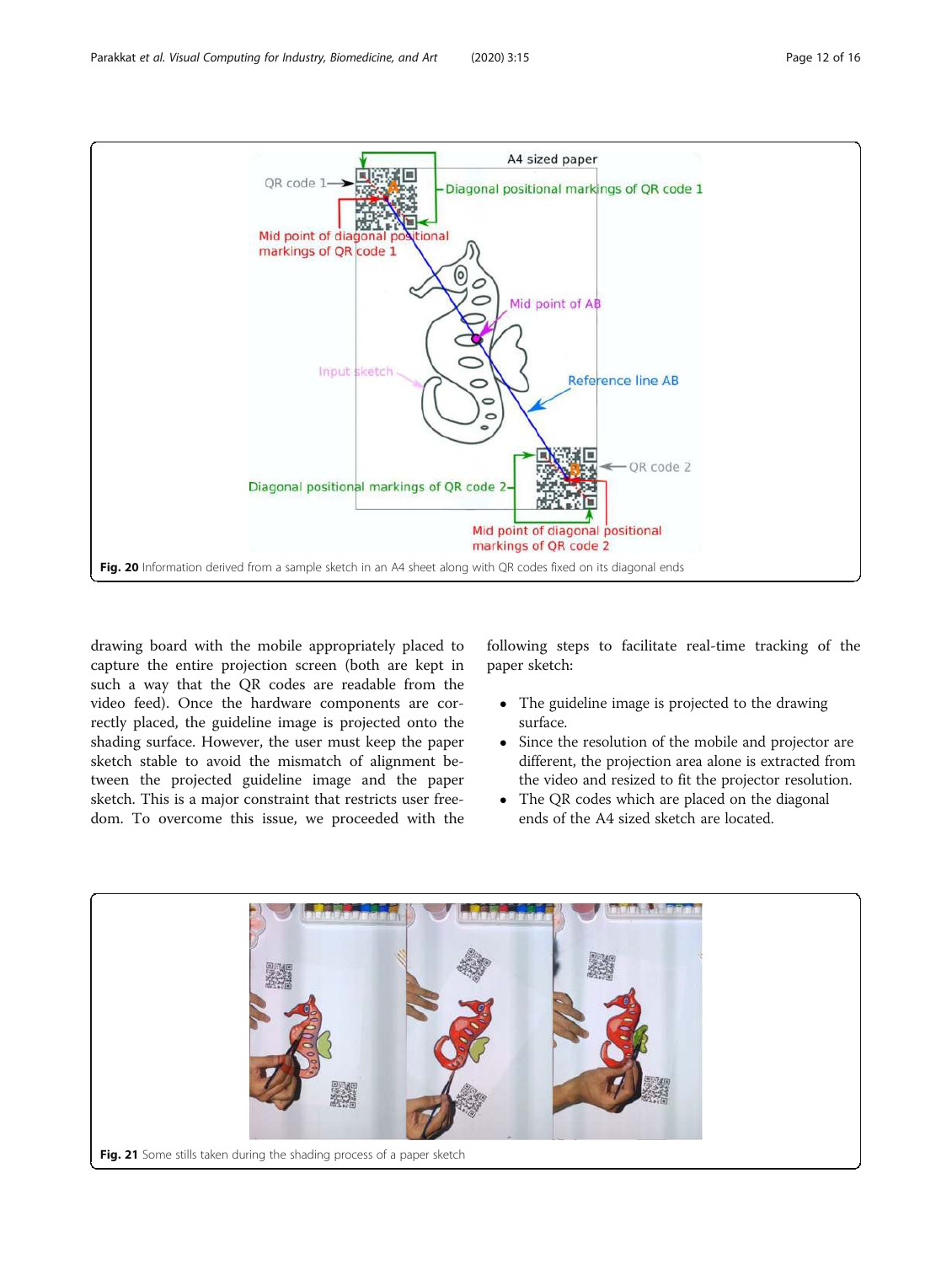Fig. 20 Information derived from a sample sketch in an A4 sheet along with QR codes fixed on its diagonal ends

drawing board with the mobile appropriately placed to capture the entire projection screen (both are kept in such a way that the QR codes are readable from the video feed). Once the hardware components are correctly placed, the guideline image is projected onto the shading surface. However, the user must keep the paper sketch stable to avoid the mismatch of alignment between the projected guideline image and the paper sketch. This is a major constraint that restricts user freedom. To overcome this issue, we proceeded with the following steps to facilitate real-time tracking of the paper sketch:

- The guideline image is projected to the drawing surface.
- Since the resolution of the mobile and projector are different, the projection area alone is extracted from the video and resized to fit the projector resolution.
- The QR codes which are placed on the diagonal ends of the A4 sized sketch are located.

Fig. 21 Some stills taken during the shading process of a paper sketch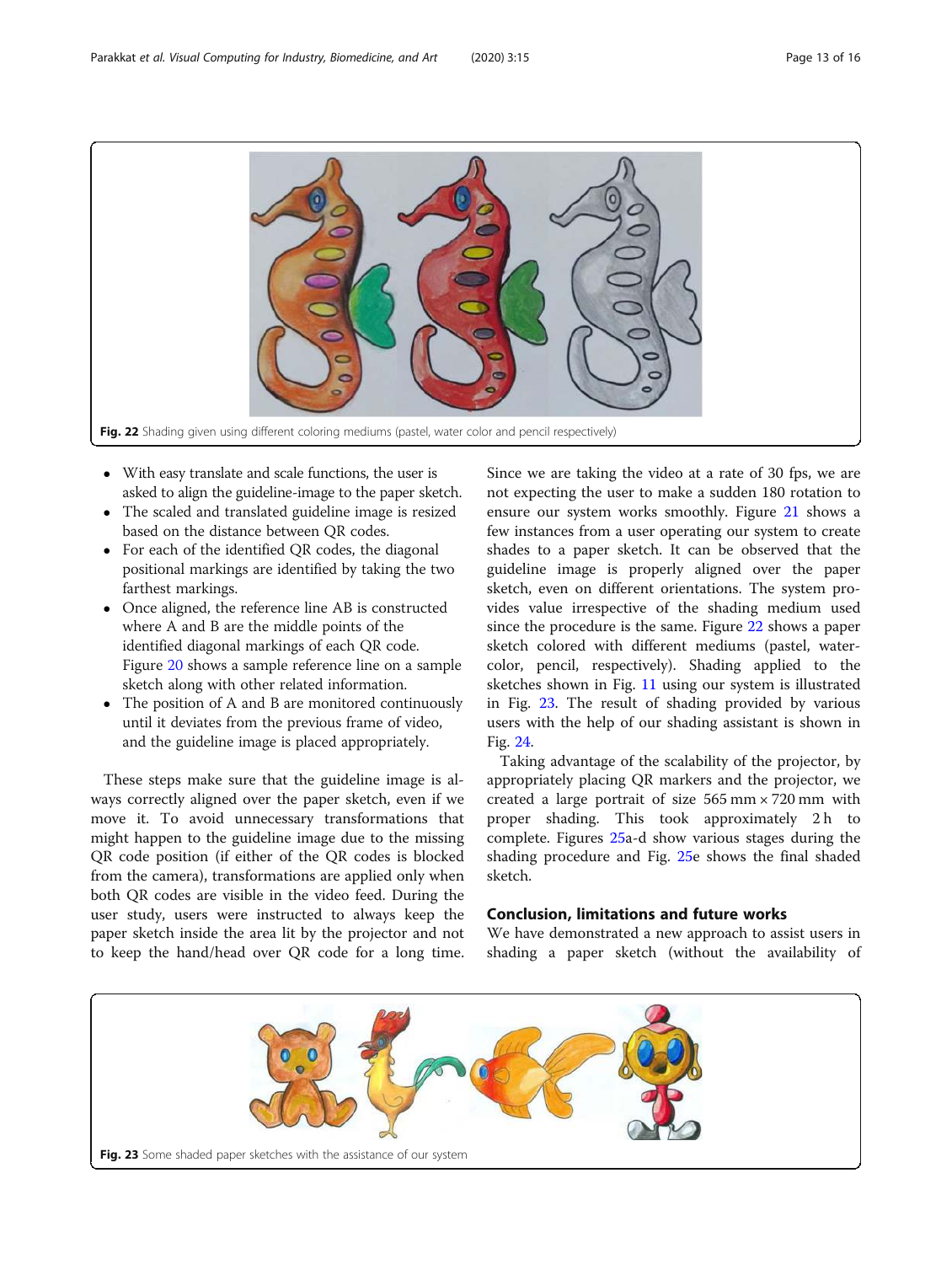Fig. 22 Shading given using different coloring mediums (pastel, water color and pencil respectively)

- With easy translate and scale functions, the user is asked to align the guideline-image to the paper sketch.
- The scaled and translated guideline image is resized based on the distance between QR codes.
- For each of the identified QR codes, the diagonal positional markings are identified by taking the two farthest markings.
- Once aligned, the reference line AB is constructed where A and B are the middle points of the identified diagonal markings of each QR code. Figure 20 shows a sample reference line on a sample sketch along with other related information.
- The position of A and B are monitored continuously until it deviates from the previous frame of video, and the guideline image is placed appropriately.

These steps make sure that the guideline image is always correctly aligned over the paper sketch, even if we move it. To avoid unnecessary transformations that might happen to the guideline image due to the missing QR code position (if either of the QR codes is blocked from the camera), transformations are applied only when both QR codes are visible in the video feed. During the user study, users were instructed to always keep the paper sketch inside the area lit by the projector and not to keep the hand/head over QR code for a long time. Since we are taking the video at a rate of 30 fps, we are not expecting the user to make a sudden 180 rotation to ensure our system works smoothly. Figure 21 shows a few instances from a user operating our system to create shades to a paper sketch. It can be observed that the guideline image is properly aligned over the paper sketch, even on different orientations. The system provides value irrespective of the shading medium used since the procedure is the same. Figure 22 shows a paper sketch colored with different mediums (pastel, watercolor, pencil, respectively). Shading applied to the sketches shown in Fig. 11 using our system is illustrated in Fig. 23. The result of shading provided by various users with the help of our shading assistant is shown in Fig. 24.

Taking advantage of the scalability of the projector, by appropriately placing QR markers and the projector, we created a large portrait of size 565 mm × 720 mm with proper shading. This took approximately 2 h to complete. Figures 25a-d show various stages during the shading procedure and Fig. 25e shows the final shaded sketch.

## Conclusion, limitations and future works

We have demonstrated a new approach to assist users in shading a paper sketch (without the availability of

Fig. 23 Some shaded paper sketches with the assistance of our system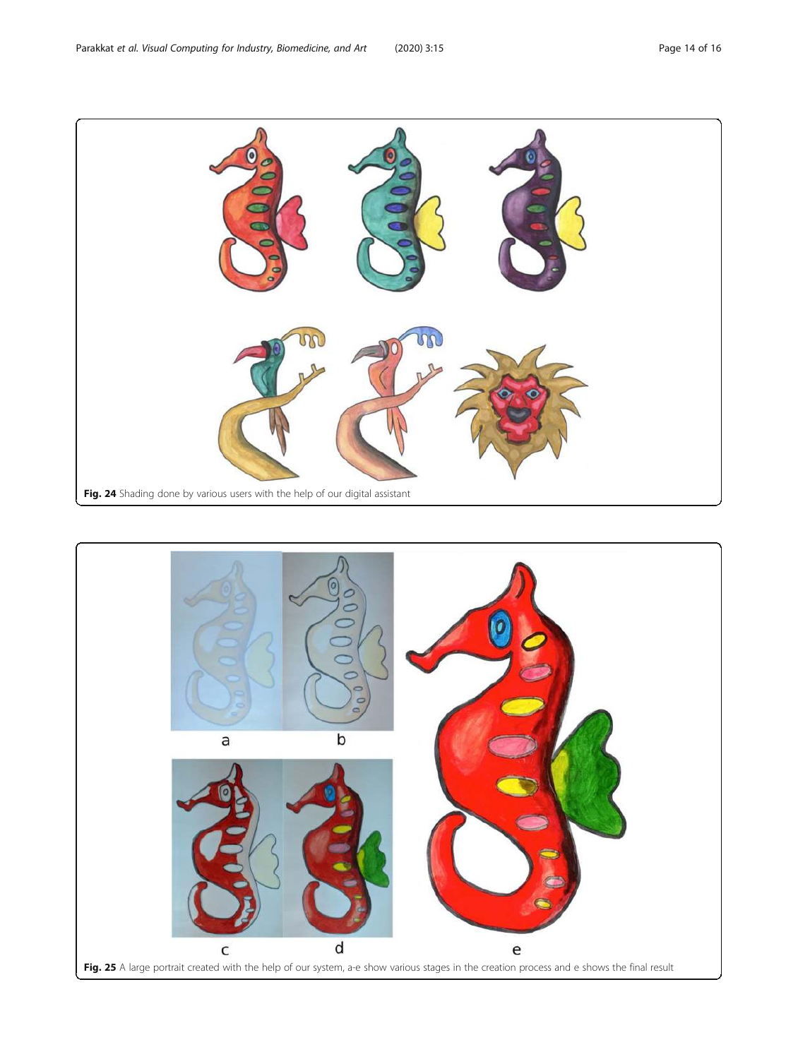**Fig. 24** Shading done by various users with the help of our digital assistant

a b c d e

**Fig. 25** A large portrait created with the help of our system, a-e show various stages in the creation process and e shows the final result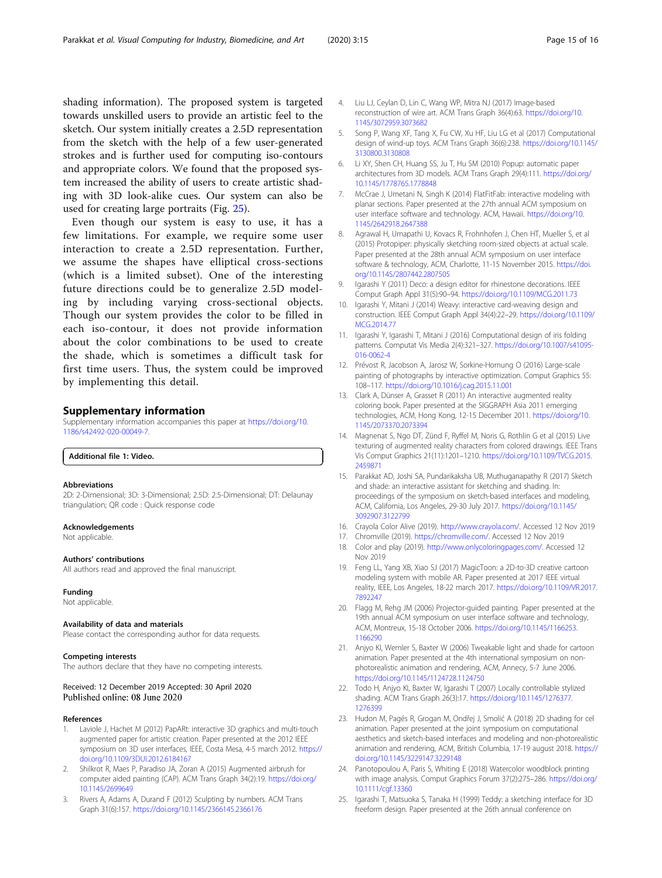shading information). The proposed system is targeted towards unskilled users to provide an artistic feel to the sketch. Our system initially creates a 2.5D representation from the sketch with the help of a few user-generated strokes and is further used for computing iso-contours and appropriate colors. We found that the proposed system increased the ability of users to create artistic shading with 3D look-alike cues. Our system can also be used for creating large portraits (Fig. 25).

Even though our system is easy to use, it has a few limitations. For example, we require some user interaction to create a 2.5D representation. Further, we assume the shapes have elliptical cross-sections (which is a limited subset). One of the interesting future directions could be to generalize 2.5D modeling by including varying cross-sectional objects. Though our system provides the color to be filled in each iso-contour, it does not provide information about the color combinations to be used to create the shade, which is sometimes a difficult task for first time users. Thus, the system could be improved by implementing this detail.

## Supplementary information

Supplementary information accompanies this paper at https://doi.org/10.1186/s42492-020-00049-7.

**Additional file 1: Video.**

### Abbreviations

2D: 2-Dimensional; 3D: 3-Dimensional; 2.5D: 2.5-Dimensional; DT: Delaunay triangulation; QR code : Quick response code

### Acknowledgements

Not applicable.

### Authors' contributions

All authors read and approved the final manuscript.

### Funding

Not applicable.

### Availability of data and materials

Please contact the corresponding author for data requests.

### Competing interests

The authors declare that they have no competing interests.

Received: 12 December 2019 Accepted: 30 April 2020
Published online: 08 June 2020

### References

1. Laviole J, Hachet M (2012) PapARt: interactive 3D graphics and multi-touch augmented paper for artistic creation. Paper presented at the 2012 IEEE symposium on 3D user interfaces, IEEE, Costa Mesa, 4-5 march 2012. https://doi.org/10.1109/3DUI.2012.6184167
2. Shilkrot R, Maes P, Paradiso JA, Zoran A (2015) Augmented airbrush for computer aided painting (CAP). ACM Trans Graph 34(2):19. https://doi.org/10.1145/2699649
3. Rivers A, Adams A, Durand F (2012) Sculpting by numbers. ACM Trans Graph 31(6):157. https://doi.org/10.1145/2366145.2366176
4. Liu LJ, Ceylan D, Lin C, Wang WP, Mitra NJ (2017) Image-based reconstruction of wire art. ACM Trans Graph 36(4):63. https://doi.org/10.1145/3072959.3073682
5. Song P, Wang XF, Tang X, Fu CW, Xu HF, Liu LG et al (2017) Computational design of wind-up toys. ACM Trans Graph 36(6):238. https://doi.org/10.1145/3130800.3130808
6. Li XY, Shen CH, Huang SS, Ju T, Hu SM (2010) Popup: automatic paper architectures from 3D models. ACM Trans Graph 29(4):111. https://doi.org/10.1145/1778765.1778848
7. McCrae J, Umetani N, Singh K (2014) FlatFitFab: interactive modeling with planar sections. Paper presented at the 27th annual ACM symposium on user interface software and technology. ACM, Hawaii. https://doi.org/10.1145/2642918.2647388
8. Agrawal H, Umapathi U, Kovacs R, Frohnhofen J, Chen HT, Mueller S, et al (2015) Protopiper: physically sketching room-sized objects at actual scale. Paper presented at the 28th annual ACM symposium on user interface software & technology, ACM, Charlotte, 11-15 November 2015. https://doi.org/10.1145/2807442.2807505
9. Igarashi Y (2011) Deco: a design editor for rhinestone decorations. IEEE Comput Graph Appl 31(5):90–94. https://doi.org/10.1109/MCG.2011.73
10. Igarashi Y, Mitani J (2014) Weavy: interactive card-weaving design and construction. IEEE Comput Graph Appl 34(4):22–29. https://doi.org/10.1109/MCG.2014.77
11. Igarashi Y, Igarashi T, Mitani J (2016) Computational design of iris folding patterns. Computat Vis Media 2(4):321–327. https://doi.org/10.1007/s41095-016-0062-4
12. Prévost R, Jacobson A, Jarosz W, Sorkine-Hornung O (2016) Large-scale painting of photographs by interactive optimization. Comput Graphics 55:108–117. https://doi.org/10.1016/j.cag.2015.11.001
13. Clark A, Dünser A, Grasset R (2011) An interactive augmented reality coloring book. Paper presented at the SIGGRAPH Asia 2011 emerging technologies, ACM, Hong Kong, 12-15 December 2011. https://doi.org/10.1145/2073370.2073394
14. Magnenat S, Ngo DT, Zünd F, Ryffel M, Noris G, Rothlin G et al (2015) Live texturing of augmented reality characters from colored drawings. IEEE Trans Vis Comput Graphics 21(11):1201–1210. https://doi.org/10.1109/TVCG.2015.2459871
15. Parakkat AD, Joshi SA, Pundarikaksha UB, Muthuganapathy R (2017) Sketch and shade: an interactive assistant for sketching and shading. In: proceedings of the symposium on sketch-based interfaces and modeling, ACM, California, Los Angeles, 29-30 July 2017. https://doi.org/10.1145/3092907.3122799
16. Crayola Color Alive (2019). http://www.crayola.com/. Accessed 12 Nov 2019
17. Chromville (2019). https://chromville.com/. Accessed 12 Nov 2019
18. Color and play (2019). http://www.onlycoloringpages.com/. Accessed 12 Nov 2019
19. Feng LL, Yang XB, Xiao SJ (2017) MagicToon: a 2D-to-3D creative cartoon modeling system with mobile AR. Paper presented at 2017 IEEE virtual reality, IEEE, Los Angeles, 18-22 march 2017. https://doi.org/10.1109/VR.2017.7892247
20. Flagg M, Rehg JM (2006) Projector-guided painting. Paper presented at the 19th annual ACM symposium on user interface software and technology, ACM, Montreux, 15-18 October 2006. https://doi.org/10.1145/1166253.1166290
21. Anjyo KI, Wemler S, Baxter W (2006) Tweakable light and shade for cartoon animation. Paper presented at the 4th international symposium on non-photorealistic animation and rendering, ACM, Annecy, 5-7 June 2006. https://doi.org/10.1145/1124728.1124750
22. Todo H, Anjyo KI, Baxter W, Igarashi T (2007) Locally controllable stylized shading. ACM Trans Graph 26(3):17. https://doi.org/10.1145/1276377.1276399
23. Hudon M, Pagés R, Grogan M, Ondřej J, Smolić A (2018) 2D shading for cel animation. Paper presented at the joint symposium on computational aesthetics and sketch-based interfaces and modeling and non-photorealistic animation and rendering, ACM, British Columbia, 17-19 august 2018. https://doi.org/10.1145/3229147.3229148
24. Panotopoulou A, Paris S, Whiting E (2018) Watercolor woodblock printing with image analysis. Comput Graphics Forum 37(2):275–286. https://doi.org/10.1111/cgf.13360
25. Igarashi T, Matsuoka S, Tanaka H (1999) Teddy: a sketching interface for 3D freeform design. Paper presented at the 26th annual conference on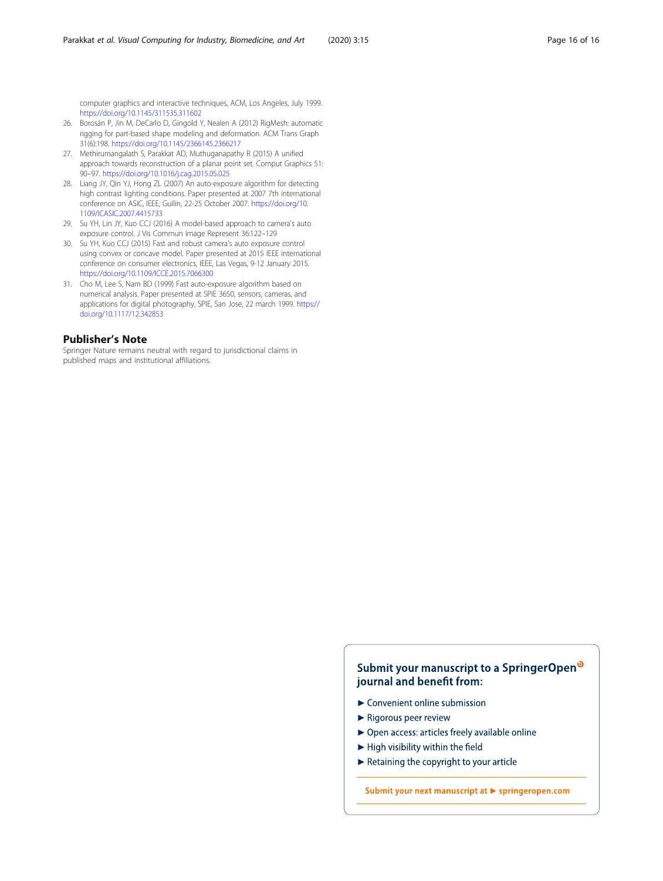computer graphics and interactive techniques, ACM, Los Angeles, July 1999. https://doi.org/10.1145/311535.311602

26. Borosán P, Jin M, DeCarlo D, Gingold Y, Nealen A (2012) RigMesh: automatic rigging for part-based shape modeling and deformation. ACM Trans Graph 31(6):198. https://doi.org/10.1145/2366145.2366217
27. Methirumangalath S, Parakkat AD, Muthuganapathy R (2015) A unified approach towards reconstruction of a planar point set. Comput Graphics 51: 90–97. https://doi.org/10.1016/j.cag.2015.05.025
28. Liang JY, Qin YJ, Hong ZL (2007) An auto-exposure algorithm for detecting high contrast lighting conditions. Paper presented at 2007 7th international conference on ASIC, IEEE, Guilin, 22-25 October 2007. https://doi.org/10.1109/ICASIC.2007.4415733
29. Su YH, Lin JY, Kuo CCJ (2016) A model-based approach to camera's auto exposure control. J Vis Commun Image Represent 36:122–129
30. Su YH, Kuo CCJ (2015) Fast and robust camera's auto exposure control using convex or concave model. Paper presented at 2015 IEEE international conference on consumer electronics, IEEE, Las Vegas, 9-12 January 2015. https://doi.org/10.1109/ICCE.2015.7066300
31. Cho M, Lee S, Nam BD (1999) Fast auto-exposure algorithm based on numerical analysis. Paper presented at SPIE 3650, sensors, cameras, and applications for digital photography, SPIE, San Jose, 22 march 1999. https://doi.org/10.1117/12.342853

## Publisher's Note

Springer Nature remains neutral with regard to jurisdictional claims in published maps and institutional affiliations.

**Submit your manuscript to a SpringerOpen journal and benefit from:**

- ► Convenient online submission
- ► Rigorous peer review
- ► Open access: articles freely available online
- ► High visibility within the field
- ► Retaining the copyright to your article

**Submit your next manuscript at ► springeropen.com**